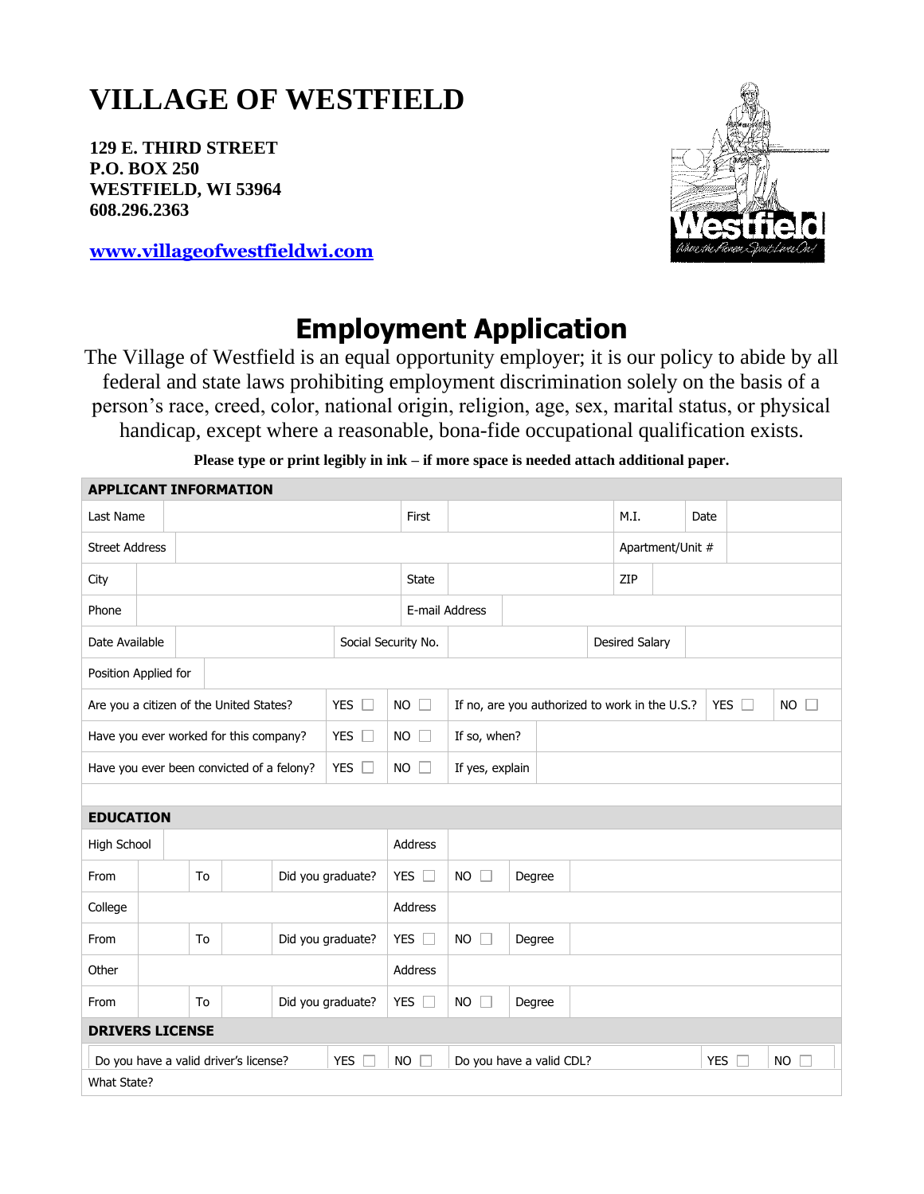# VILLAGE OF WESTFIELD

**129 E. THIRD STREET**
**P.O. BOX 250**
**WESTFIELD, WI 53964**
**608.296.2363**

**www.villageofwestfieldwi.com**

## Employment Application

The Village of Westfield is an equal opportunity employer; it is our policy to abide by all federal and state laws prohibiting employment discrimination solely on the basis of a person's race, creed, color, national origin, religion, age, sex, marital status, or physical handicap, except where a reasonable, bona-fide occupational qualification exists.

**Please type or print legibly in ink – if more space is needed attach additional paper.**

### APPLICANT INFORMATION

| | | | | | | | |
|---|---|---|---|---|---|---|---|
| Last Name | | First | | M.I. | | Date | |
| Street Address | | | | Apartment/Unit # | | | |
| City | | State | | ZIP | | | |
| Phone | | E-mail Address | | | | | |
| Date Available | | Social Security No. | | Desired Salary | | | |
| Position Applied for | | | | | | | |

| | | | | | |
|---|---|---|---|---|---|
| Are you a citizen of the United States? | YES ☐ | NO ☐ | If no, are you authorized to work in the U.S.? | YES ☐ | NO ☐ |
| Have you ever worked for this company? | YES ☐ | NO ☐ | If so, when? | | |
| Have you ever been convicted of a felony? | YES ☐ | NO ☐ | If yes, explain | | |

### EDUCATION

| | | | | | | | | |
|---|---|---|---|---|---|---|---|---|
| High School | | | | Address | | | | |
| From | | To | | Did you graduate? | YES ☐ | NO ☐ | Degree | |
| College | | | | Address | | | | |
| From | | To | | Did you graduate? | YES ☐ | NO ☐ | Degree | |
| Other | | | | Address | | | | |
| From | | To | | Did you graduate? | YES ☐ | NO ☐ | Degree | |

### DRIVERS LICENSE

| | | | | | |
|---|---|---|---|---|---|
| Do you have a valid driver's license? | YES ☐ | NO ☐ | Do you have a valid CDL? | YES ☐ | NO ☐ |
| What State? | | | | | |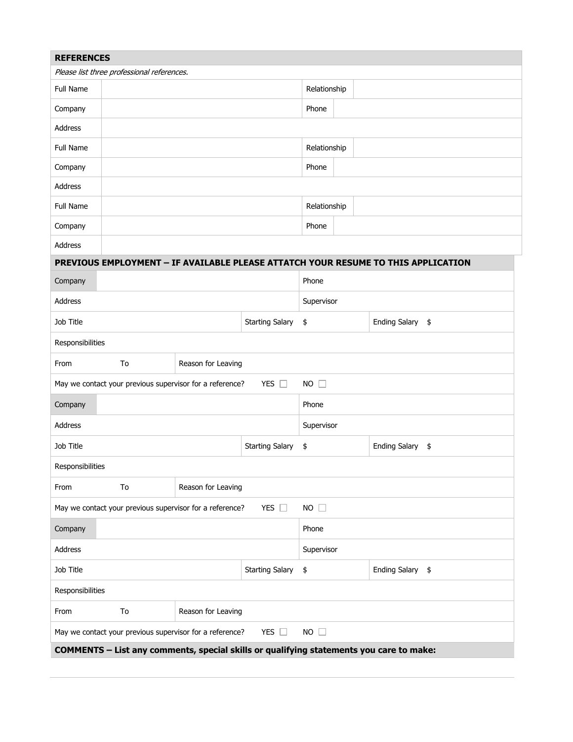## REFERENCES

*Please list three professional references.*

| | | | |
|---|---|---|---|
| Full Name | | Relationship | |
| Company | | Phone | |
| Address | | | |
| Full Name | | Relationship | |
| Company | | Phone | |
| Address | | | |
| Full Name | | Relationship | |
| Company | | Phone | |
| Address | | | |

## PREVIOUS EMPLOYMENT – IF AVAILABLE PLEASE ATTACH YOUR RESUME TO THIS APPLICATION

| | | | | | |
|---|---|---|---|---|---|
| Company | | | Phone | | |
| Address | | | Supervisor | | |
| Job Title | | Starting Salary | $ | Ending Salary | $ |
| Responsibilities | | | | | |
| From | To | Reason for Leaving | | | |
| May we contact your previous supervisor for a reference? | | YES ☐ | NO ☐ | | |
| Company | | | Phone | | |
| Address | | | Supervisor | | |
| Job Title | | Starting Salary | $ | Ending Salary | $ |
| Responsibilities | | | | | |
| From | To | Reason for Leaving | | | |
| May we contact your previous supervisor for a reference? | | YES ☐ | NO ☐ | | |
| Company | | | Phone | | |
| Address | | | Supervisor | | |
| Job Title | | Starting Salary | $ | Ending Salary | $ |
| Responsibilities | | | | | |
| From | To | Reason for Leaving | | | |
| May we contact your previous supervisor for a reference? | | YES ☐ | NO ☐ | | |

## COMMENTS – List any comments, special skills or qualifying statements you care to make: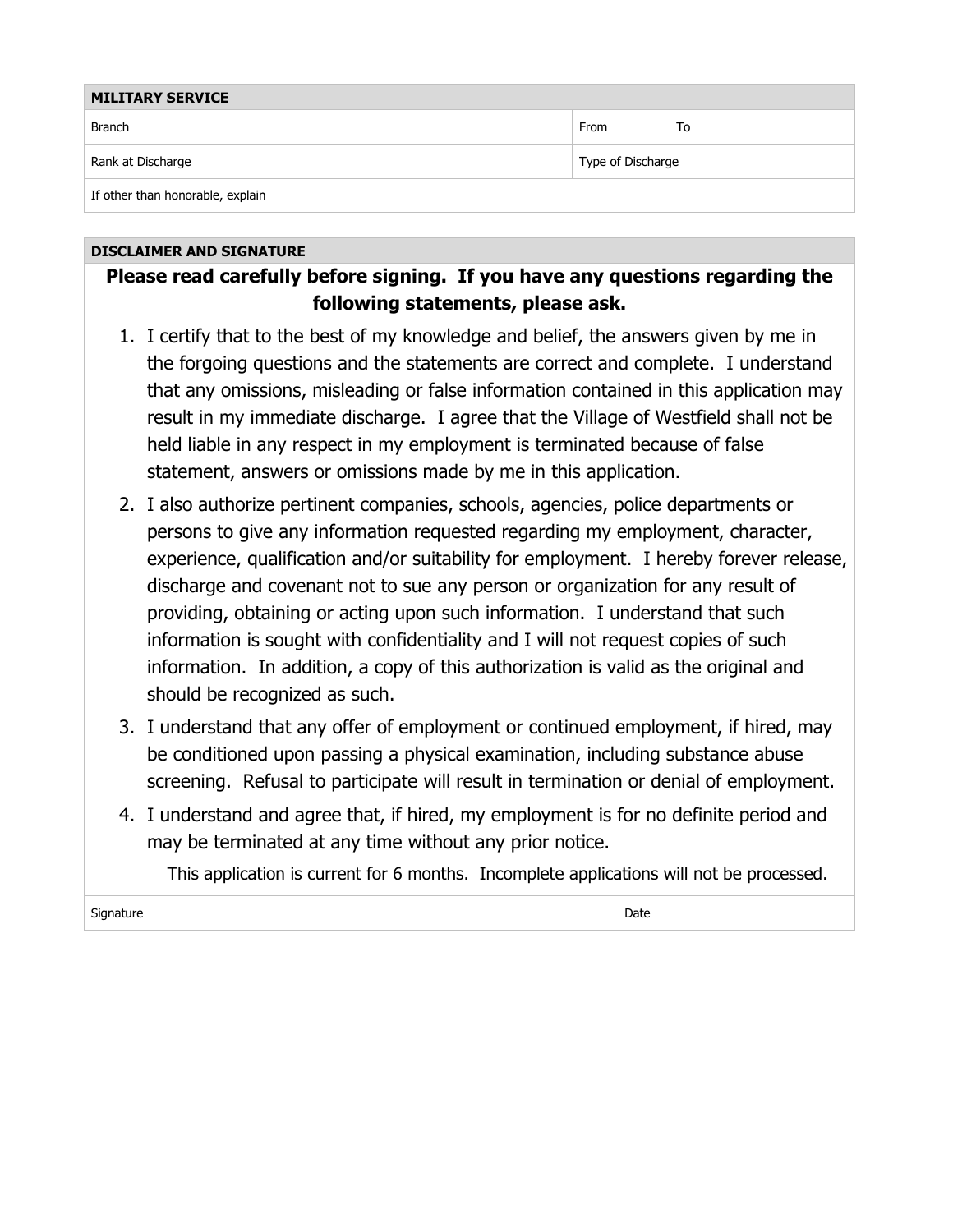| MILITARY SERVICE | |
| --- | --- |
| Branch | From To |
| Rank at Discharge | Type of Discharge |
| If other than honorable, explain | |

| DISCLAIMER AND SIGNATURE |
| --- |

**Please read carefully before signing. If you have any questions regarding the following statements, please ask.**

1. I certify that to the best of my knowledge and belief, the answers given by me in the forgoing questions and the statements are correct and complete. I understand that any omissions, misleading or false information contained in this application may result in my immediate discharge. I agree that the Village of Westfield shall not be held liable in any respect in my employment is terminated because of false statement, answers or omissions made by me in this application.
2. I also authorize pertinent companies, schools, agencies, police departments or persons to give any information requested regarding my employment, character, experience, qualification and/or suitability for employment. I hereby forever release, discharge and covenant not to sue any person or organization for any result of providing, obtaining or acting upon such information. I understand that such information is sought with confidentiality and I will not request copies of such information. In addition, a copy of this authorization is valid as the original and should be recognized as such.
3. I understand that any offer of employment or continued employment, if hired, may be conditioned upon passing a physical examination, including substance abuse screening. Refusal to participate will result in termination or denial of employment.
4. I understand and agree that, if hired, my employment is for no definite period and may be terminated at any time without any prior notice.

This application is current for 6 months. Incomplete applications will not be processed.

| | |
| --- | --- |
| Signature | Date |